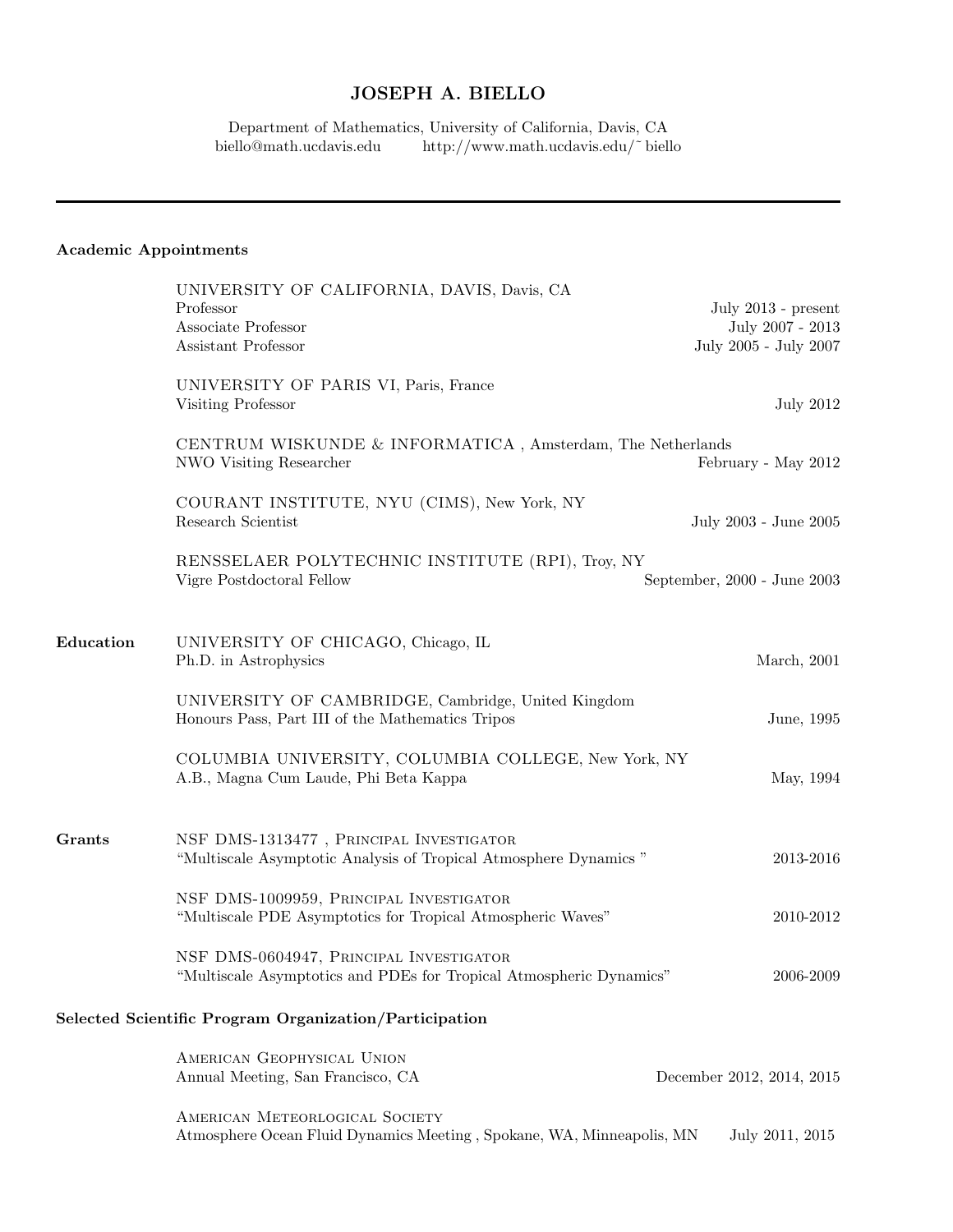# JOSEPH A. BIELLO

Department of Mathematics, University of California, Davis, CA
biello@math.ucdavis.edu http://www.math.ucdavis.edu/˜ biello

---

## Academic Appointments

UNIVERSITY OF CALIFORNIA, DAVIS, Davis, CA
Professor — July 2013 - present
Associate Professor — July 2007 - 2013
Assistant Professor — July 2005 - July 2007

UNIVERSITY OF PARIS VI, Paris, France
Visiting Professor — July 2012

CENTRUM WISKUNDE & INFORMATICA , Amsterdam, The Netherlands
NWO Visiting Researcher — February - May 2012

COURANT INSTITUTE, NYU (CIMS), New York, NY
Research Scientist — July 2003 - June 2005

RENSSELAER POLYTECHNIC INSTITUTE (RPI), Troy, NY
Vigre Postdoctoral Fellow — September, 2000 - June 2003

## Education

UNIVERSITY OF CHICAGO, Chicago, IL
Ph.D. in Astrophysics — March, 2001

UNIVERSITY OF CAMBRIDGE, Cambridge, United Kingdom
Honours Pass, Part III of the Mathematics Tripos — June, 1995

COLUMBIA UNIVERSITY, COLUMBIA COLLEGE, New York, NY
A.B., Magna Cum Laude, Phi Beta Kappa — May, 1994

## Grants

NSF DMS-1313477 , Principal Investigator
"Multiscale Asymptotic Analysis of Tropical Atmosphere Dynamics " — 2013-2016

NSF DMS-1009959, Principal Investigator
"Multiscale PDE Asymptotics for Tropical Atmospheric Waves" — 2010-2012

NSF DMS-0604947, Principal Investigator
"Multiscale Asymptotics and PDEs for Tropical Atmospheric Dynamics" — 2006-2009

## Selected Scientific Program Organization/Participation

American Geophysical Union
Annual Meeting, San Francisco, CA — December 2012, 2014, 2015

American Meteorlogical Society
Atmosphere Ocean Fluid Dynamics Meeting , Spokane, WA, Minneapolis, MN — July 2011, 2015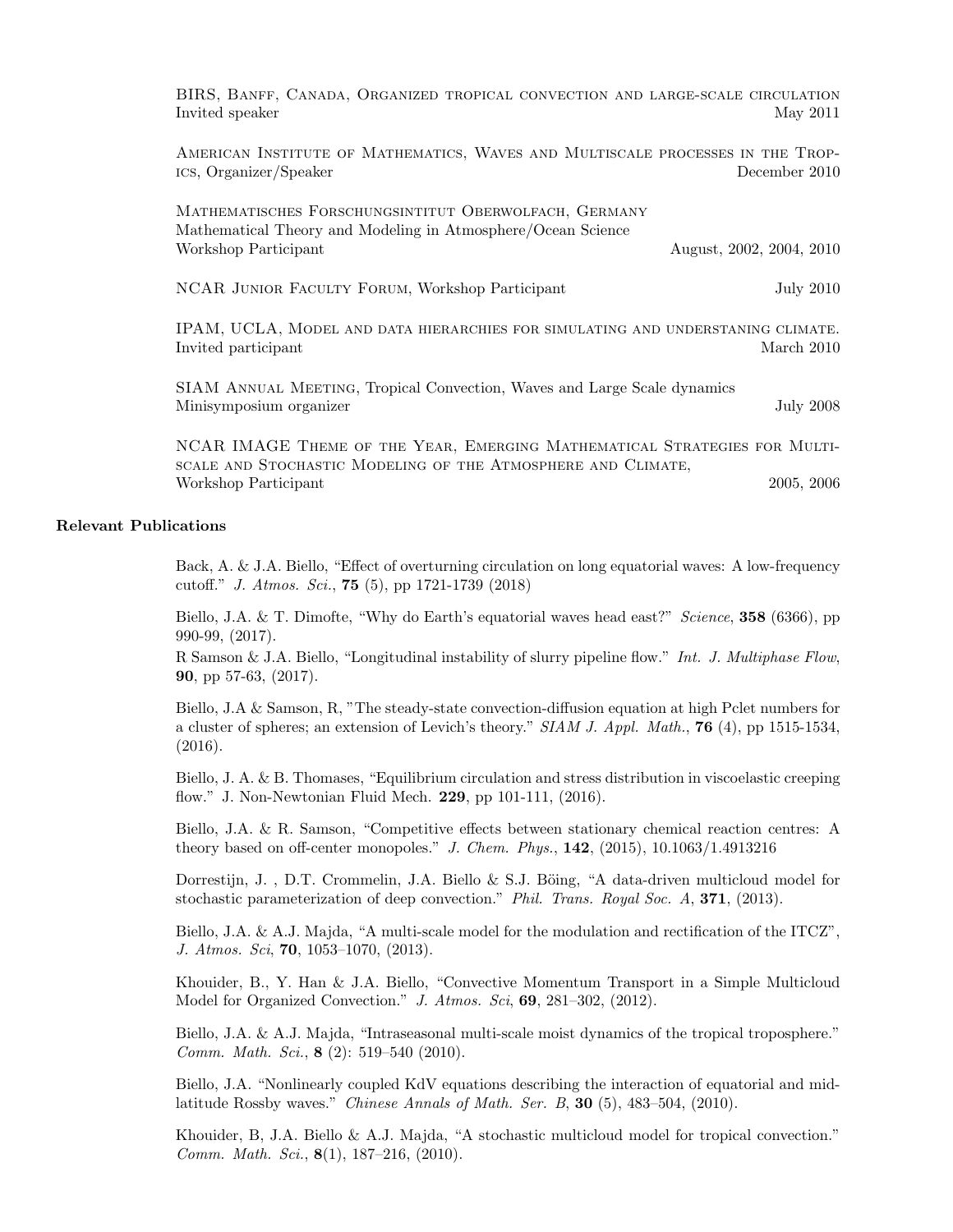BIRS, Banff, Canada, Organized tropical convection and large-scale circulation
Invited speaker — May 2011

American Institute of Mathematics, Waves and Multiscale processes in the Tropics, Organizer/Speaker — December 2010

Mathematisches Forschungsintitut Oberwolfach, Germany
Mathematical Theory and Modeling in Atmosphere/Ocean Science
Workshop Participant — August, 2002, 2004, 2010

NCAR Junior Faculty Forum, Workshop Participant — July 2010

IPAM, UCLA, Model and data hierarchies for simulating and understaning climate.
Invited participant — March 2010

SIAM Annual Meeting, Tropical Convection, Waves and Large Scale dynamics
Minisymposium organizer — July 2008

NCAR IMAGE Theme of the Year, Emerging Mathematical Strategies for Multiscale and Stochastic Modeling of the Atmosphere and Climate,
Workshop Participant — 2005, 2006

### Relevant Publications

Back, A. & J.A. Biello, "Effect of overturning circulation on long equatorial waves: A low-frequency cutoff." *J. Atmos. Sci.*, **75** (5), pp 1721-1739 (2018)

Biello, J.A. & T. Dimofte, "Why do Earth's equatorial waves head east?" *Science*, **358** (6366), pp 990-99, (2017).

R Samson & J.A. Biello, "Longitudinal instability of slurry pipeline flow." *Int. J. Multiphase Flow*, **90**, pp 57-63, (2017).

Biello, J.A & Samson, R, "The steady-state convection-diffusion equation at high Pclet numbers for a cluster of spheres; an extension of Levich's theory." *SIAM J. Appl. Math.*, **76** (4), pp 1515-1534, (2016).

Biello, J. A. & B. Thomases, "Equilibrium circulation and stress distribution in viscoelastic creeping flow." J. Non-Newtonian Fluid Mech. **229**, pp 101-111, (2016).

Biello, J.A. & R. Samson, "Competitive effects between stationary chemical reaction centres: A theory based on off-center monopoles." *J. Chem. Phys.*, **142**, (2015), 10.1063/1.4913216

Dorrestijn, J. , D.T. Crommelin, J.A. Biello & S.J. Böing, "A data-driven multicloud model for stochastic parameterization of deep convection." *Phil. Trans. Royal Soc. A*, **371**, (2013).

Biello, J.A. & A.J. Majda, "A multi-scale model for the modulation and rectification of the ITCZ", *J. Atmos. Sci*, **70**, 1053–1070, (2013).

Khouider, B., Y. Han & J.A. Biello, "Convective Momentum Transport in a Simple Multicloud Model for Organized Convection." *J. Atmos. Sci*, **69**, 281–302, (2012).

Biello, J.A. & A.J. Majda, "Intraseasonal multi-scale moist dynamics of the tropical troposphere." *Comm. Math. Sci.*, **8** (2): 519–540 (2010).

Biello, J.A. "Nonlinearly coupled KdV equations describing the interaction of equatorial and midlatitude Rossby waves." *Chinese Annals of Math. Ser. B*, **30** (5), 483–504, (2010).

Khouider, B, J.A. Biello & A.J. Majda, "A stochastic multicloud model for tropical convection." *Comm. Math. Sci.*, **8**(1), 187–216, (2010).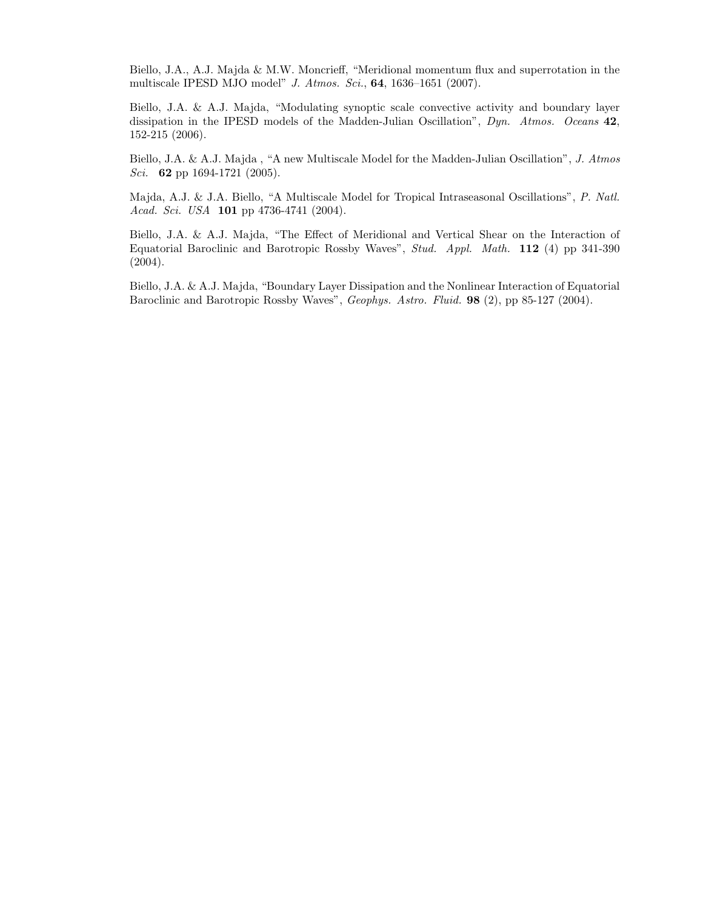Biello, J.A., A.J. Majda & M.W. Moncrieff, "Meridional momentum flux and superrotation in the multiscale IPESD MJO model" *J. Atmos. Sci.*, **64**, 1636–1651 (2007).

Biello, J.A. & A.J. Majda, "Modulating synoptic scale convective activity and boundary layer dissipation in the IPESD models of the Madden-Julian Oscillation", *Dyn. Atmos. Oceans* **42**, 152-215 (2006).

Biello, J.A. & A.J. Majda , "A new Multiscale Model for the Madden-Julian Oscillation", *J. Atmos Sci.* **62** pp 1694-1721 (2005).

Majda, A.J. & J.A. Biello, "A Multiscale Model for Tropical Intraseasonal Oscillations", *P. Natl. Acad. Sci. USA* **101** pp 4736-4741 (2004).

Biello, J.A. & A.J. Majda, "The Effect of Meridional and Vertical Shear on the Interaction of Equatorial Baroclinic and Barotropic Rossby Waves", *Stud. Appl. Math.* **112** (4) pp 341-390 (2004).

Biello, J.A. & A.J. Majda, "Boundary Layer Dissipation and the Nonlinear Interaction of Equatorial Baroclinic and Barotropic Rossby Waves", *Geophys. Astro. Fluid.* **98** (2), pp 85-127 (2004).